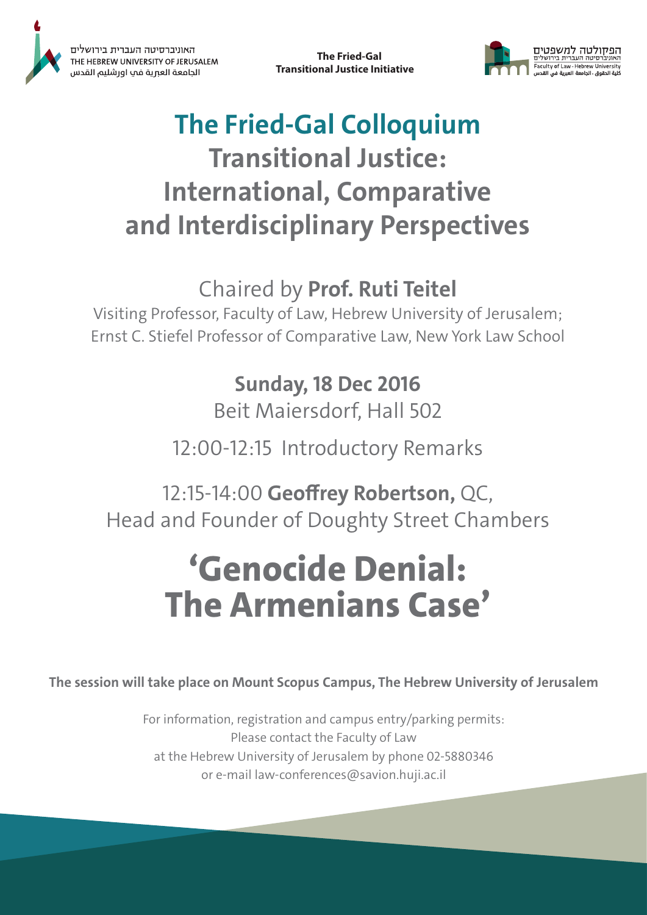האוניברסיטה העברית בירושלים
THE HEBREW UNIVERSITY OF JERUSALEM
الجامعة العبرية في اورشليم القدس

**The Fried-Gal Transitional Justice Initiative**

הפקולטה למשפטים
האוניברסיטה העברית בירושלים
Faculty of Law - Hebrew University
كلية الحقوق - الجامعة العبرية في القدس

# The Fried-Gal Colloquium

## Transitional Justice: International, Comparative and Interdisciplinary Perspectives

Chaired by **Prof. Ruti Teitel**
Visiting Professor, Faculty of Law, Hebrew University of Jerusalem;
Ernst C. Stiefel Professor of Comparative Law, New York Law School

**Sunday, 18 Dec 2016**
Beit Maiersdorf, Hall 502

12:00-12:15 Introductory Remarks

12:15-14:00 **Geoffrey Robertson,** QC,
Head and Founder of Doughty Street Chambers

# 'Genocide Denial: The Armenians Case'

**The session will take place on Mount Scopus Campus, The Hebrew University of Jerusalem**

For information, registration and campus entry/parking permits:
Please contact the Faculty of Law
at the Hebrew University of Jerusalem by phone 02-5880346
or e-mail law-conferences@savion.huji.ac.il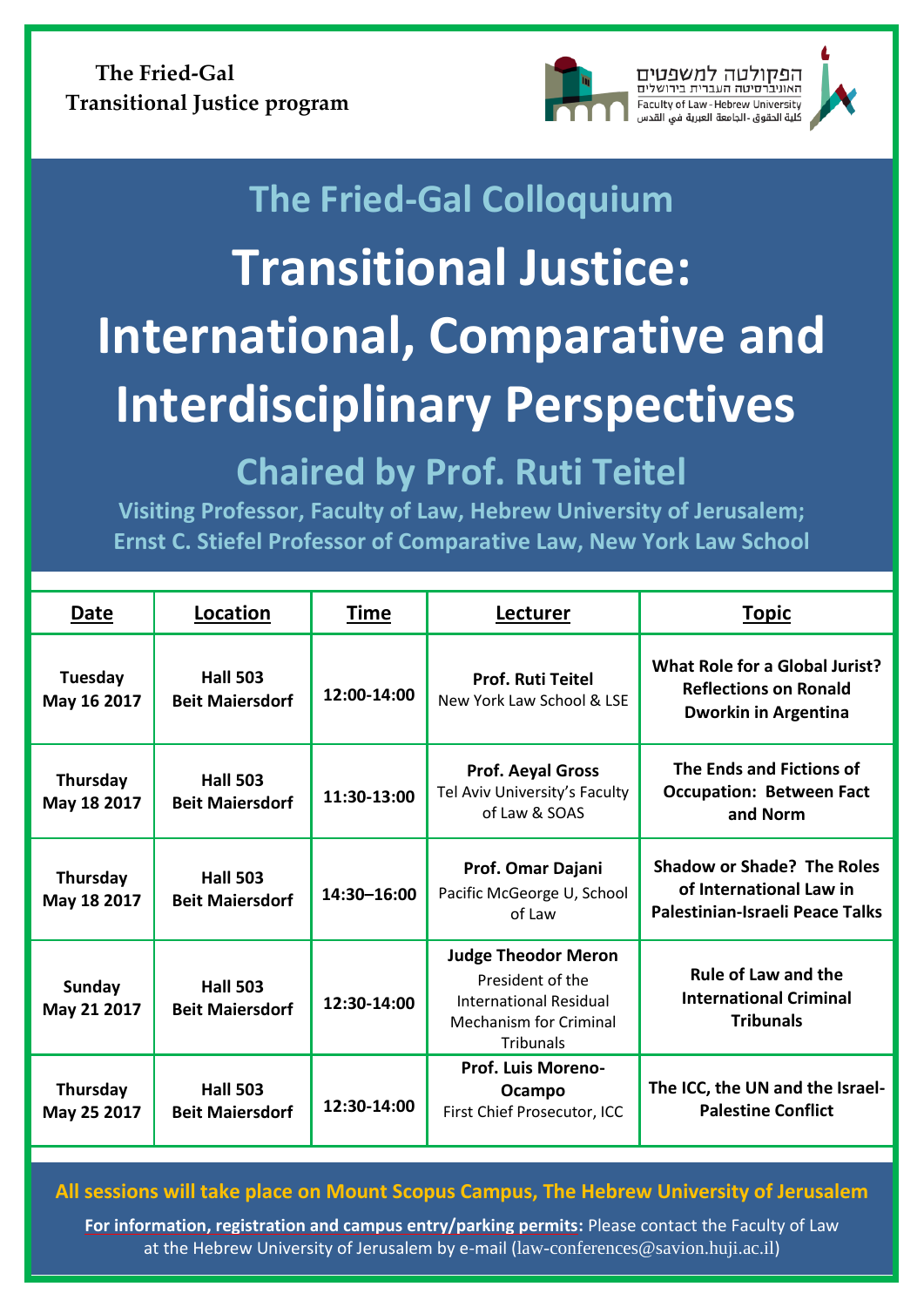**The Fried-Gal Transitional Justice program**

הפקולטה למשפטים
האוניברסיטה העברית בירושלים
Faculty of Law - Hebrew University
كلية الحقوق - الجامعة العبرية في القدس

## The Fried-Gal Colloquium

# Transitional Justice: International, Comparative and Interdisciplinary Perspectives

## Chaired by Prof. Ruti Teitel

**Visiting Professor, Faculty of Law, Hebrew University of Jerusalem; Ernst C. Stiefel Professor of Comparative Law, New York Law School**

| Date | Location | Time | Lecturer | Topic |
|---|---|---|---|---|
| **Tuesday May 16 2017** | **Hall 503 Beit Maiersdorf** | **12:00-14:00** | **Prof. Ruti Teitel** New York Law School & LSE | **What Role for a Global Jurist? Reflections on Ronald Dworkin in Argentina** |
| **Thursday May 18 2017** | **Hall 503 Beit Maiersdorf** | **11:30-13:00** | **Prof. Aeyal Gross** Tel Aviv University's Faculty of Law & SOAS | **The Ends and Fictions of Occupation: Between Fact and Norm** |
| **Thursday May 18 2017** | **Hall 503 Beit Maiersdorf** | **14:30–16:00** | **Prof. Omar Dajani** Pacific McGeorge U, School of Law | **Shadow or Shade? The Roles of International Law in Palestinian-Israeli Peace Talks** |
| **Sunday May 21 2017** | **Hall 503 Beit Maiersdorf** | **12:30-14:00** | **Judge Theodor Meron** President of the International Residual Mechanism for Criminal Tribunals | **Rule of Law and the International Criminal Tribunals** |
| **Thursday May 25 2017** | **Hall 503 Beit Maiersdorf** | **12:30-14:00** | **Prof. Luis Moreno-Ocampo** First Chief Prosecutor, ICC | **The ICC, the UN and the Israel-Palestine Conflict** |

**All sessions will take place on Mount Scopus Campus, The Hebrew University of Jerusalem**

**For information, registration and campus entry/parking permits:** Please contact the Faculty of Law at the Hebrew University of Jerusalem by e-mail (law-conferences@savion.huji.ac.il)